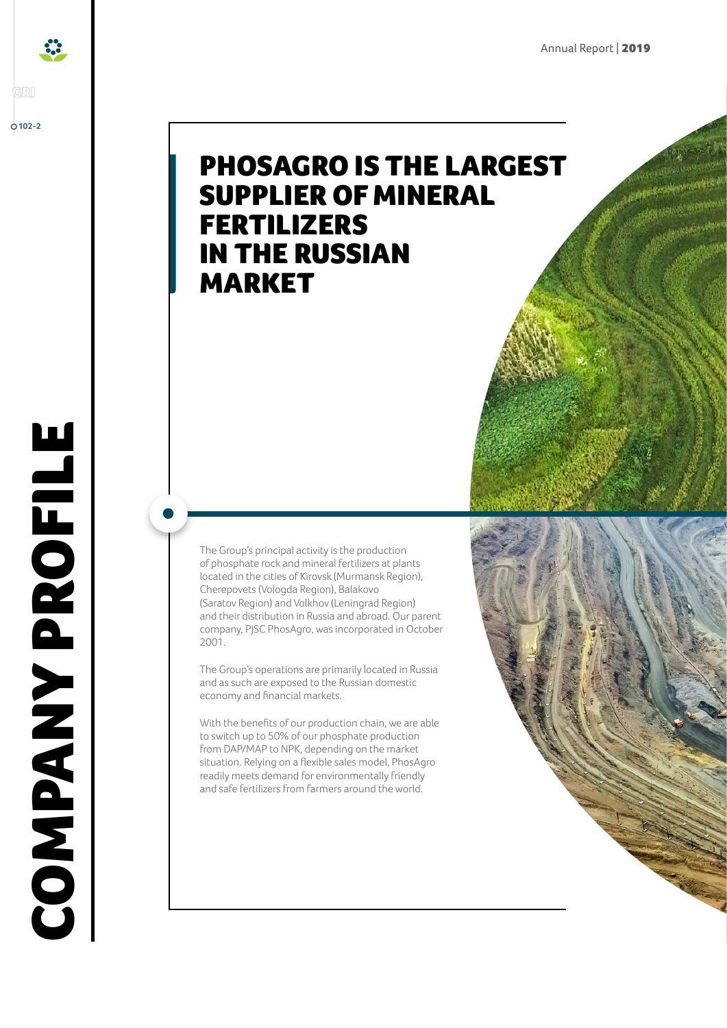# COMPANY PROFILE

GRI 102-2

## PHOSAGRO IS THE LARGEST SUPPLIER OF MINERAL FERTILIZERS IN THE RUSSIAN MARKET

The Group's principal activity is the production of phosphate rock and mineral fertilizers at plants located in the cities of Kirovsk (Murmansk Region), Cherepovets (Vologda Region), Balakovo (Saratov Region) and Volkhov (Leningrad Region) and their distribution in Russia and abroad. Our parent company, PJSC PhosAgro, was incorporated in October 2001.

The Group's operations are primarily located in Russia and as such are exposed to the Russian domestic economy and financial markets.

With the benefits of our production chain, we are able to switch up to 50% of our phosphate production from DAP/MAP to NPK, depending on the market situation. Relying on a flexible sales model, PhosAgro readily meets demand for environmentally friendly and safe fertilizers from farmers around the world.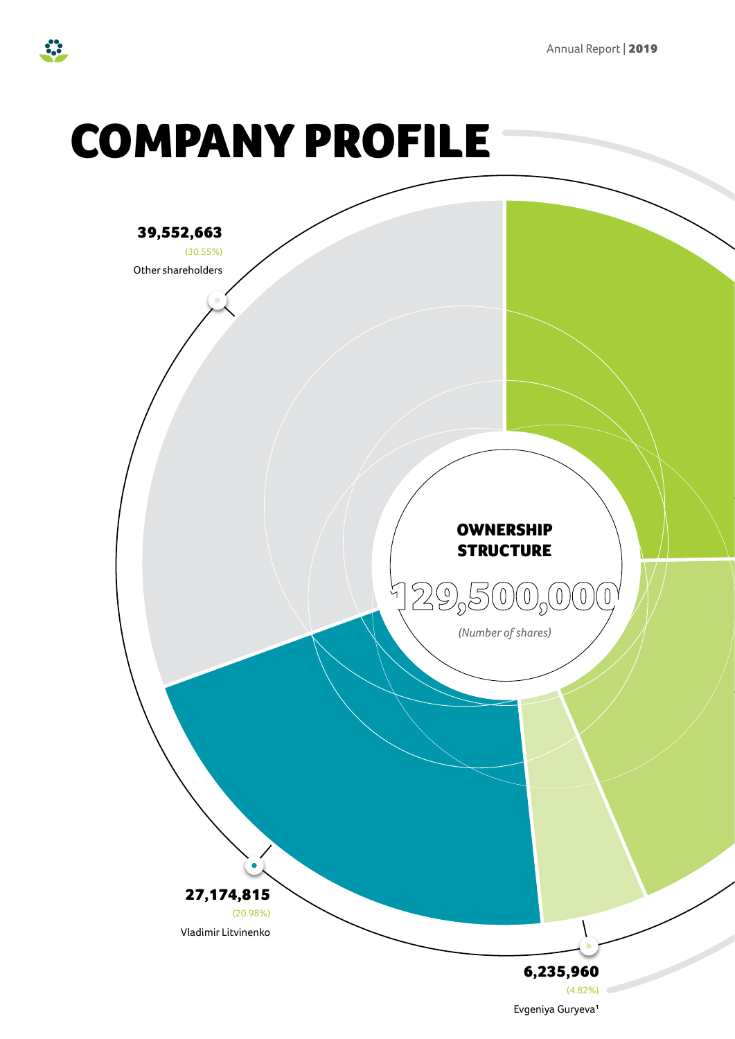# COMPANY PROFILE

**OWNERSHIP STRUCTURE**

129,500,000

*(Number of shares)*

**39,552,663**
(30.55%)
Other shareholders

**27,174,815**
(20.98%)
Vladimir Litvinenko

**6,235,960**
(4.82%)
Evgeniya Guryeva[1]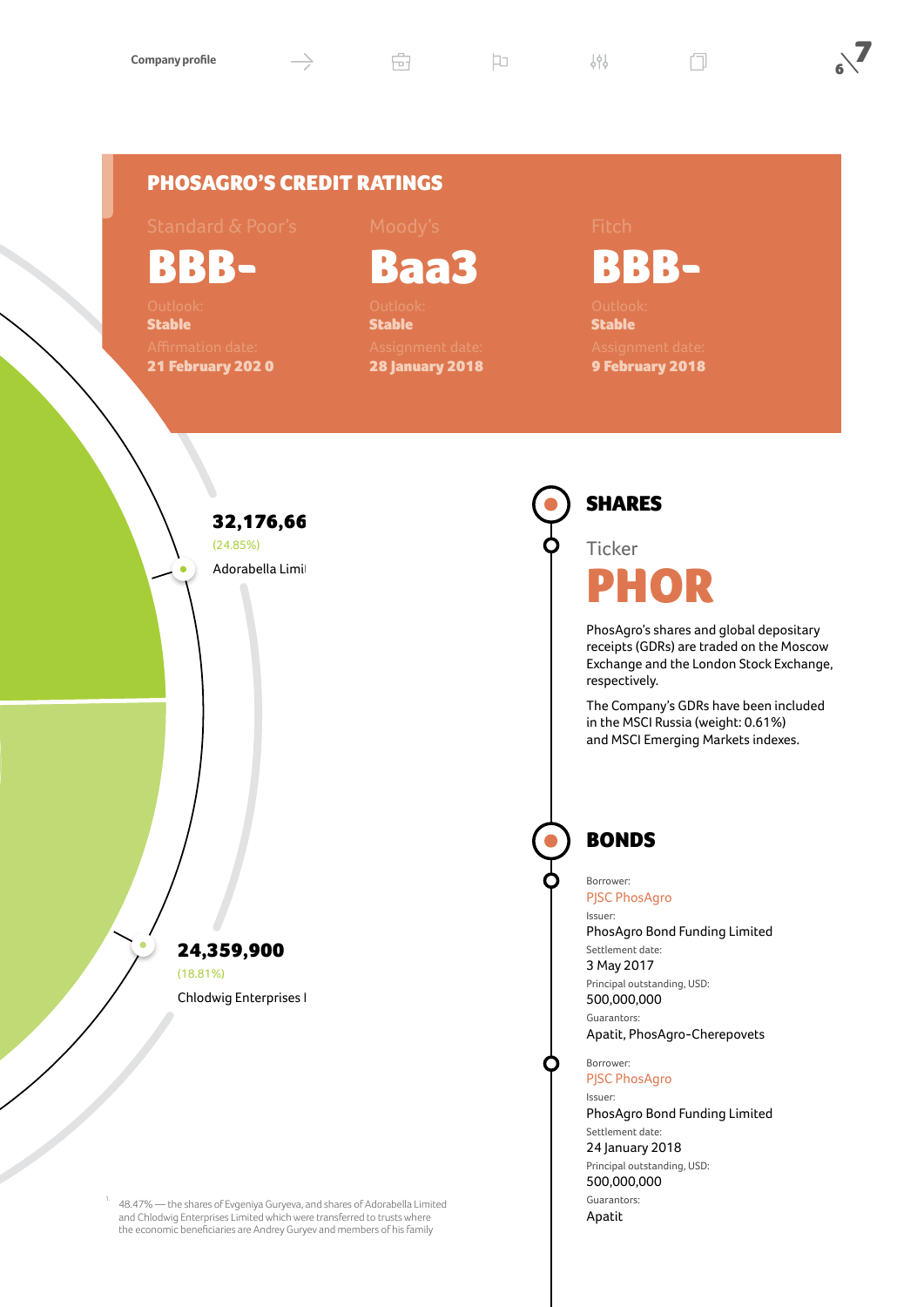## PHOSAGRO'S CREDIT RATINGS

Standard & Poor's

**BBB-**

Outlook:
**Stable**

Affirmation date:
**21 February 202 0**

Moody's

**Baa3**

Outlook:
**Stable**

Assignment date:
**28 January 2018**

Fitch

**BBB-**

Outlook:
**Stable**

Assignment date:
**9 February 2018**

**32,176,66**

(24.85%)

Adorabella Limi

**24,359,900**

(18.81%)

Chlodwig Enterprises I

## SHARES

Ticker

**PHOR**

PhosAgro's shares and global depositary receipts (GDRs) are traded on the Moscow Exchange and the London Stock Exchange, respectively.

The Company's GDRs have been included in the MSCI Russia (weight: 0.61%) and MSCI Emerging Markets indexes.

## BONDS

Borrower:
PJSC PhosAgro

Issuer:
PhosAgro Bond Funding Limited

Settlement date:
3 May 2017

Principal outstanding, USD:
500,000,000

Guarantors:
Apatit, PhosAgro-Cherepovets

Borrower:
PJSC PhosAgro

Issuer:
PhosAgro Bond Funding Limited

Settlement date:
24 January 2018

Principal outstanding, USD:
500,000,000

Guarantors:
Apatit

[1] 48.47% — the shares of Evgeniya Guryeva, and shares of Adorabella Limited and Chlodwig Enterprises Limited which were transferred to trusts where the economic beneficiaries are Andrey Guryev and members of his family